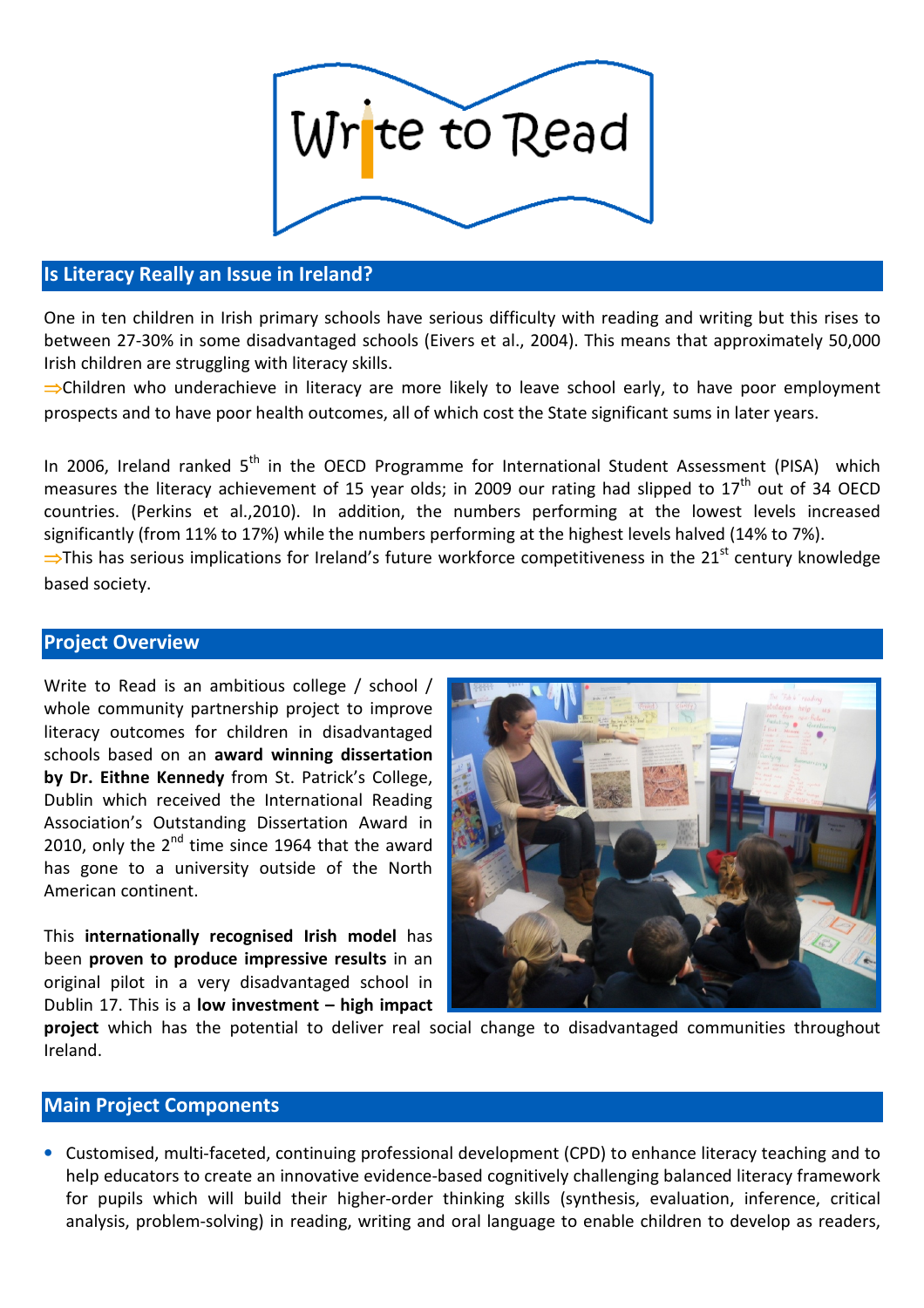# Write to Read

## Is Literacy Really an Issue in Ireland?

One in ten children in Irish primary schools have serious difficulty with reading and writing but this rises to between 27-30% in some disadvantaged schools (Eivers et al., 2004). This means that approximately 50,000 Irish children are struggling with literacy skills.

⇒Children who underachieve in literacy are more likely to leave school early, to have poor employment prospects and to have poor health outcomes, all of which cost the State significant sums in later years.

In 2006, Ireland ranked 5th in the OECD Programme for International Student Assessment (PISA) which measures the literacy achievement of 15 year olds; in 2009 our rating had slipped to 17th out of 34 OECD countries. (Perkins et al.,2010). In addition, the numbers performing at the lowest levels increased significantly (from 11% to 17%) while the numbers performing at the highest levels halved (14% to 7%).

⇒This has serious implications for Ireland's future workforce competitiveness in the 21st century knowledge based society.

## Project Overview

Write to Read is an ambitious college / school / whole community partnership project to improve literacy outcomes for children in disadvantaged schools based on an **award winning dissertation by Dr. Eithne Kennedy** from St. Patrick's College, Dublin which received the International Reading Association's Outstanding Dissertation Award in 2010, only the 2nd time since 1964 that the award has gone to a university outside of the North American continent.

This **internationally recognised Irish model** has been **proven to produce impressive results** in an original pilot in a very disadvantaged school in Dublin 17. This is a **low investment – high impact project** which has the potential to deliver real social change to disadvantaged communities throughout Ireland.

## Main Project Components

- Customised, multi-faceted, continuing professional development (CPD) to enhance literacy teaching and to help educators to create an innovative evidence-based cognitively challenging balanced literacy framework for pupils which will build their higher-order thinking skills (synthesis, evaluation, inference, critical analysis, problem-solving) in reading, writing and oral language to enable children to develop as readers,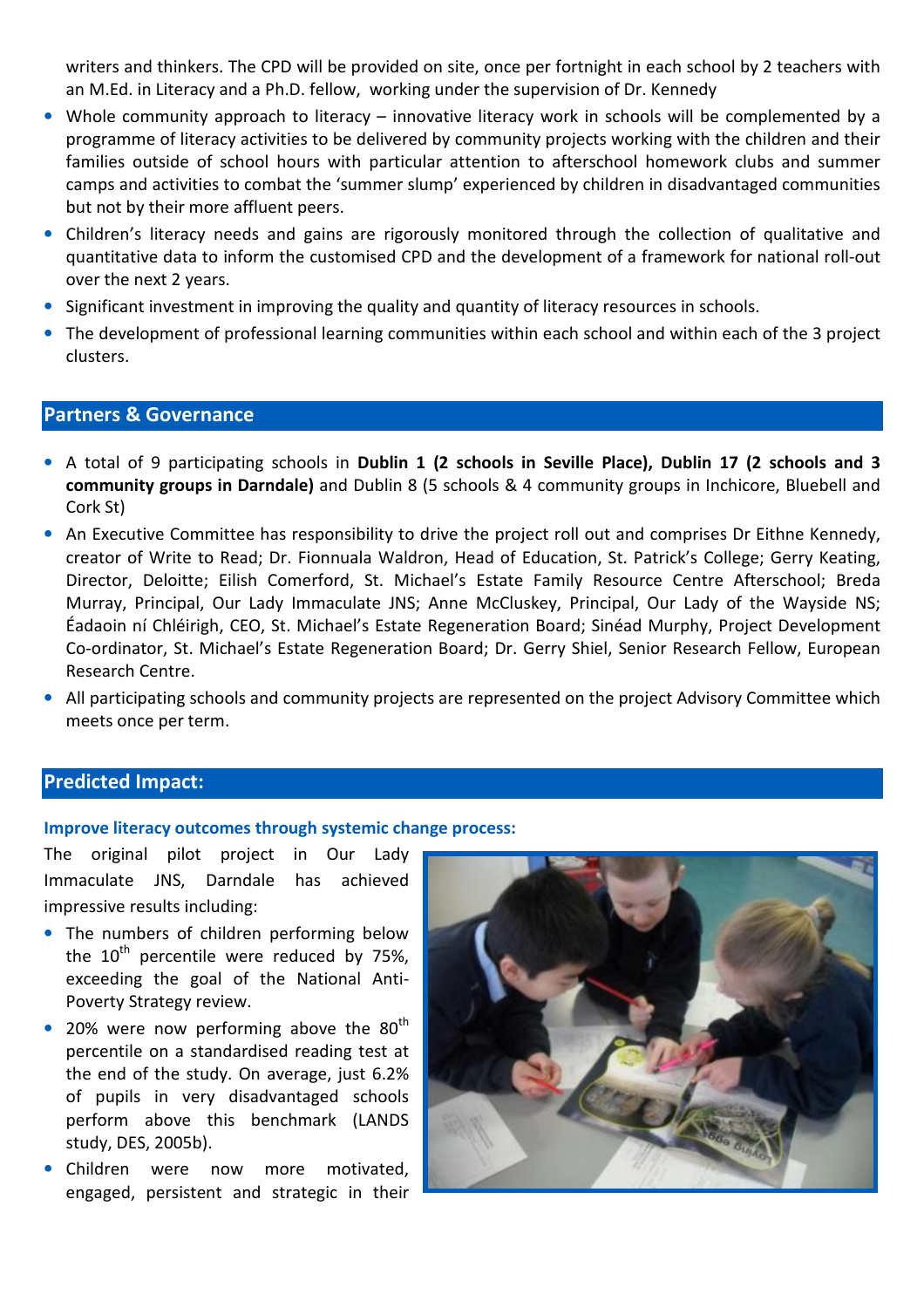writers and thinkers. The CPD will be provided on site, once per fortnight in each school by 2 teachers with an M.Ed. in Literacy and a Ph.D. fellow, working under the supervision of Dr. Kennedy

- Whole community approach to literacy – innovative literacy work in schools will be complemented by a programme of literacy activities to be delivered by community projects working with the children and their families outside of school hours with particular attention to afterschool homework clubs and summer camps and activities to combat the 'summer slump' experienced by children in disadvantaged communities but not by their more affluent peers.
- Children's literacy needs and gains are rigorously monitored through the collection of qualitative and quantitative data to inform the customised CPD and the development of a framework for national roll-out over the next 2 years.
- Significant investment in improving the quality and quantity of literacy resources in schools.
- The development of professional learning communities within each school and within each of the 3 project clusters.

## Partners & Governance

- A total of 9 participating schools in **Dublin 1 (2 schools in Seville Place), Dublin 17 (2 schools and 3 community groups in Darndale)** and Dublin 8 (5 schools & 4 community groups in Inchicore, Bluebell and Cork St)
- An Executive Committee has responsibility to drive the project roll out and comprises Dr Eithne Kennedy, creator of Write to Read; Dr. Fionnuala Waldron, Head of Education, St. Patrick's College; Gerry Keating, Director, Deloitte; Eilish Comerford, St. Michael's Estate Family Resource Centre Afterschool; Breda Murray, Principal, Our Lady Immaculate JNS; Anne McCluskey, Principal, Our Lady of the Wayside NS; Éadaoin ní Chléirigh, CEO, St. Michael's Estate Regeneration Board; Sinéad Murphy, Project Development Co-ordinator, St. Michael's Estate Regeneration Board; Dr. Gerry Shiel, Senior Research Fellow, European Research Centre.
- All participating schools and community projects are represented on the project Advisory Committee which meets once per term.

## Predicted Impact:

### Improve literacy outcomes through systemic change process:

The original pilot project in Our Lady Immaculate JNS, Darndale has achieved impressive results including:

- The numbers of children performing below the 10th percentile were reduced by 75%, exceeding the goal of the National Anti-Poverty Strategy review.
- 20% were now performing above the 80th percentile on a standardised reading test at the end of the study. On average, just 6.2% of pupils in very disadvantaged schools perform above this benchmark (LANDS study, DES, 2005b).
- Children were now more motivated, engaged, persistent and strategic in their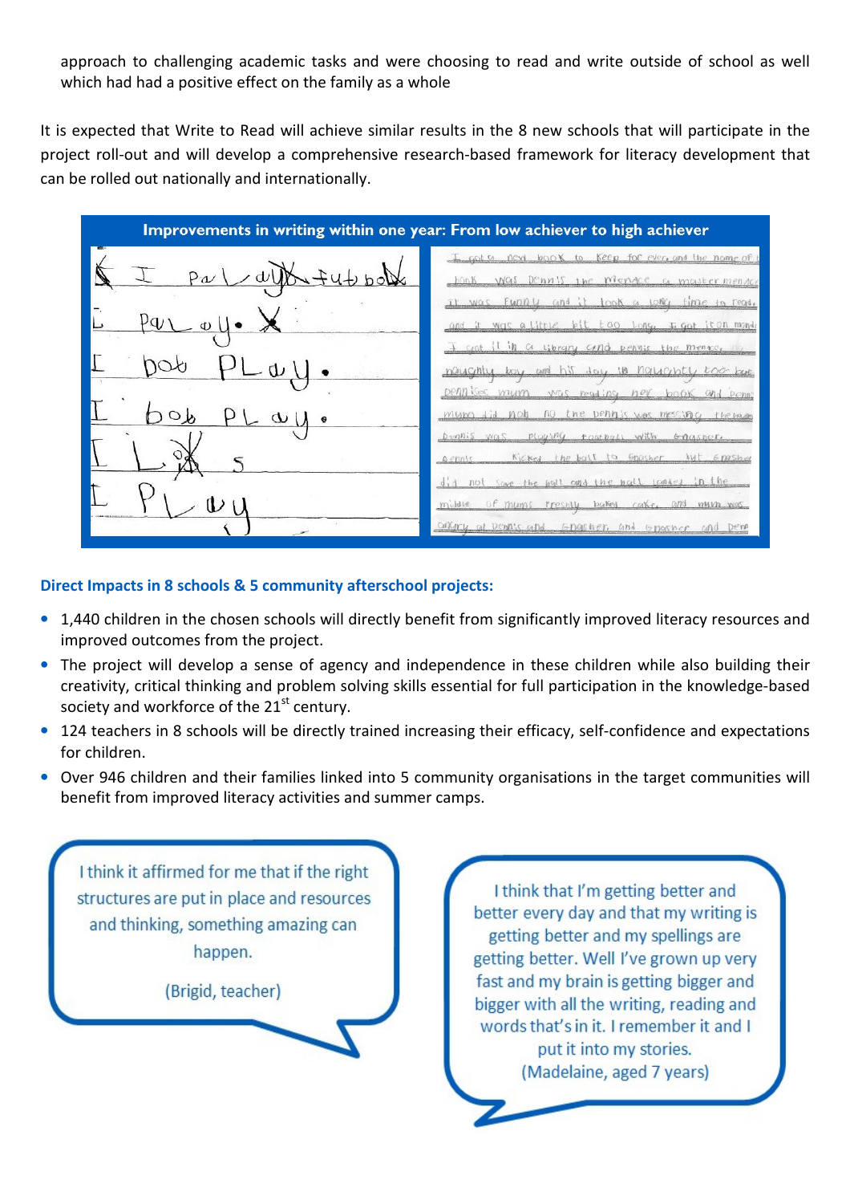approach to challenging academic tasks and were choosing to read and write outside of school as well which had had a positive effect on the family as a whole

It is expected that Write to Read will achieve similar results in the 8 new schools that will participate in the project roll-out and will develop a comprehensive research-based framework for literacy development that can be rolled out nationally and internationally.

**Improvements in writing within one year: From low achiever to high achiever**

### Direct Impacts in 8 schools & 5 community afterschool projects:

- 1,440 children in the chosen schools will directly benefit from significantly improved literacy resources and improved outcomes from the project.
- The project will develop a sense of agency and independence in these children while also building their creativity, critical thinking and problem solving skills essential for full participation in the knowledge-based society and workforce of the 21st century.
- 124 teachers in 8 schools will be directly trained increasing their efficacy, self-confidence and expectations for children.
- Over 946 children and their families linked into 5 community organisations in the target communities will benefit from improved literacy activities and summer camps.

> I think it affirmed for me that if the right structures are put in place and resources and thinking, something amazing can happen.
>
> (Brigid, teacher)

> I think that I'm getting better and better every day and that my writing is getting better and my spellings are getting better. Well I've grown up very fast and my brain is getting bigger and bigger with all the writing, reading and words that's in it. I remember it and I put it into my stories.
>
> (Madelaine, aged 7 years)